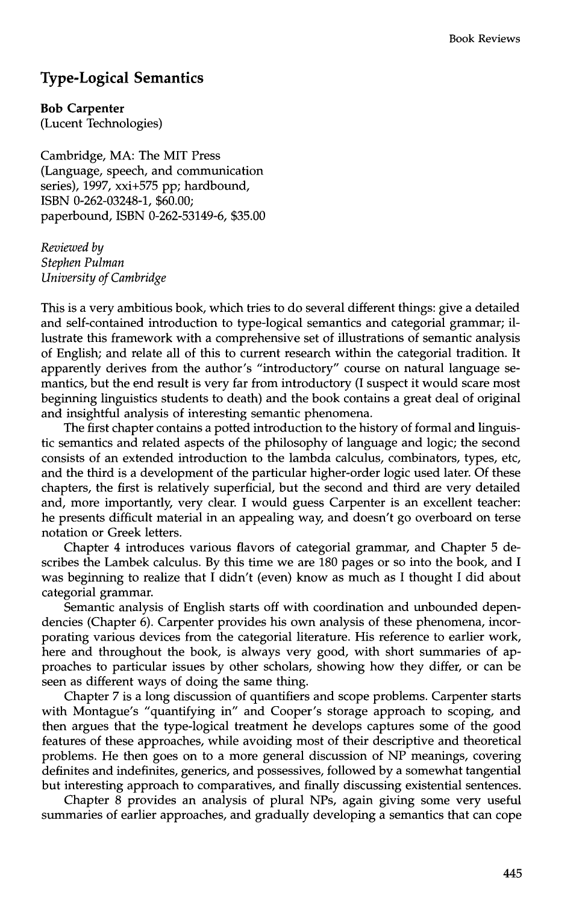## Type-Logical Semantics

**Bob Carpenter**
(Lucent Technologies)

Cambridge, MA: The MIT Press
(Language, speech, and communication series), 1997, xxi+575 pp; hardbound, ISBN 0-262-03248-1, $60.00;
paperbound, ISBN 0-262-53149-6, $35.00

*Reviewed by*
*Stephen Pulman*
*University of Cambridge*

This is a very ambitious book, which tries to do several different things: give a detailed and self-contained introduction to type-logical semantics and categorial grammar; illustrate this framework with a comprehensive set of illustrations of semantic analysis of English; and relate all of this to current research within the categorial tradition. It apparently derives from the author's "introductory" course on natural language semantics, but the end result is very far from introductory (I suspect it would scare most beginning linguistics students to death) and the book contains a great deal of original and insightful analysis of interesting semantic phenomena.

The first chapter contains a potted introduction to the history of formal and linguistic semantics and related aspects of the philosophy of language and logic; the second consists of an extended introduction to the lambda calculus, combinators, types, etc, and the third is a development of the particular higher-order logic used later. Of these chapters, the first is relatively superficial, but the second and third are very detailed and, more importantly, very clear. I would guess Carpenter is an excellent teacher: he presents difficult material in an appealing way, and doesn't go overboard on terse notation or Greek letters.

Chapter 4 introduces various flavors of categorial grammar, and Chapter 5 describes the Lambek calculus. By this time we are 180 pages or so into the book, and I was beginning to realize that I didn't (even) know as much as I thought I did about categorial grammar.

Semantic analysis of English starts off with coordination and unbounded dependencies (Chapter 6). Carpenter provides his own analysis of these phenomena, incorporating various devices from the categorial literature. His reference to earlier work, here and throughout the book, is always very good, with short summaries of approaches to particular issues by other scholars, showing how they differ, or can be seen as different ways of doing the same thing.

Chapter 7 is a long discussion of quantifiers and scope problems. Carpenter starts with Montague's "quantifying in" and Cooper's storage approach to scoping, and then argues that the type-logical treatment he develops captures some of the good features of these approaches, while avoiding most of their descriptive and theoretical problems. He then goes on to a more general discussion of NP meanings, covering definites and indefinites, generics, and possessives, followed by a somewhat tangential but interesting approach to comparatives, and finally discussing existential sentences.

Chapter 8 provides an analysis of plural NPs, again giving some very useful summaries of earlier approaches, and gradually developing a semantics that can cope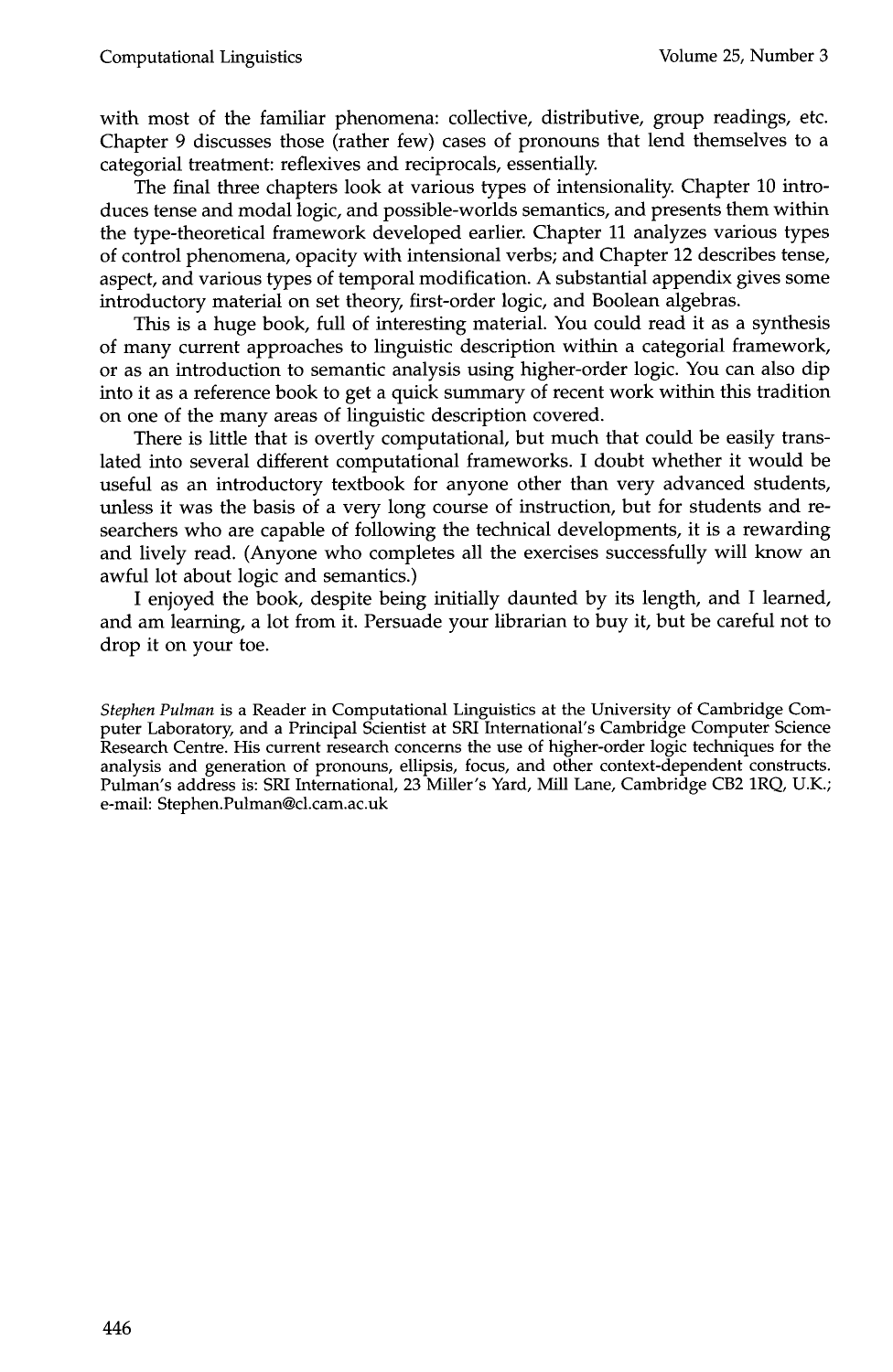with most of the familiar phenomena: collective, distributive, group readings, etc. Chapter 9 discusses those (rather few) cases of pronouns that lend themselves to a categorial treatment: reflexives and reciprocals, essentially.

The final three chapters look at various types of intensionality. Chapter 10 introduces tense and modal logic, and possible-worlds semantics, and presents them within the type-theoretical framework developed earlier. Chapter 11 analyzes various types of control phenomena, opacity with intensional verbs; and Chapter 12 describes tense, aspect, and various types of temporal modification. A substantial appendix gives some introductory material on set theory, first-order logic, and Boolean algebras.

This is a huge book, full of interesting material. You could read it as a synthesis of many current approaches to linguistic description within a categorial framework, or as an introduction to semantic analysis using higher-order logic. You can also dip into it as a reference book to get a quick summary of recent work within this tradition on one of the many areas of linguistic description covered.

There is little that is overtly computational, but much that could be easily translated into several different computational frameworks. I doubt whether it would be useful as an introductory textbook for anyone other than very advanced students, unless it was the basis of a very long course of instruction, but for students and researchers who are capable of following the technical developments, it is a rewarding and lively read. (Anyone who completes all the exercises successfully will know an awful lot about logic and semantics.)

I enjoyed the book, despite being initially daunted by its length, and I learned, and am learning, a lot from it. Persuade your librarian to buy it, but be careful not to drop it on your toe.

*Stephen Pulman* is a Reader in Computational Linguistics at the University of Cambridge Computer Laboratory, and a Principal Scientist at SRI International's Cambridge Computer Science Research Centre. His current research concerns the use of higher-order logic techniques for the analysis and generation of pronouns, ellipsis, focus, and other context-dependent constructs. Pulman's address is: SRI International, 23 Miller's Yard, Mill Lane, Cambridge CB2 1RQ, U.K.; e-mail: Stephen.Pulman@cl.cam.ac.uk